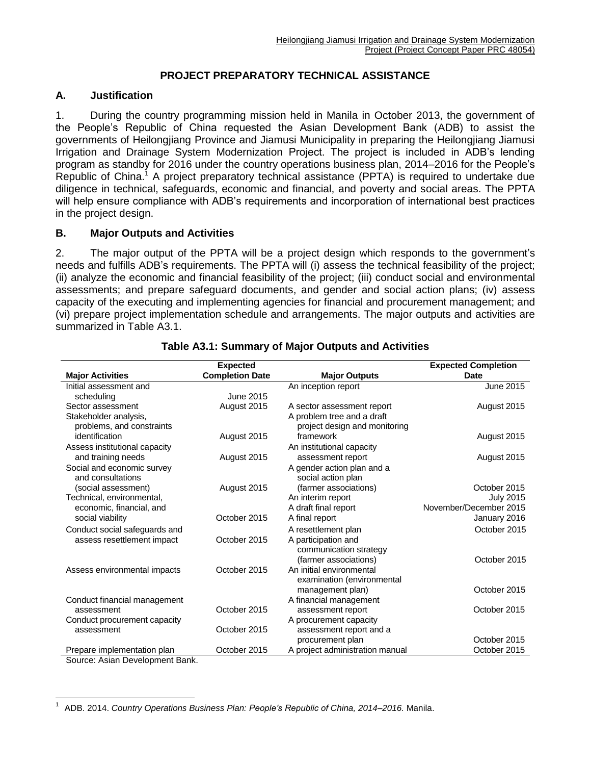# PROJECT PREPARATORY TECHNICAL ASSISTANCE

## A. Justification

1. During the country programming mission held in Manila in October 2013, the government of the People's Republic of China requested the Asian Development Bank (ADB) to assist the governments of Heilongjiang Province and Jiamusi Municipality in preparing the Heilongjiang Jiamusi Irrigation and Drainage System Modernization Project. The project is included in ADB's lending program as standby for 2016 under the country operations business plan, 2014–2016 for the People's Republic of China.[1] A project preparatory technical assistance (PPTA) is required to undertake due diligence in technical, safeguards, economic and financial, and poverty and social areas. The PPTA will help ensure compliance with ADB's requirements and incorporation of international best practices in the project design.

## B. Major Outputs and Activities

2. The major output of the PPTA will be a project design which responds to the government's needs and fulfills ADB's requirements. The PPTA will (i) assess the technical feasibility of the project; (ii) analyze the economic and financial feasibility of the project; (iii) conduct social and environmental assessments; and prepare safeguard documents, and gender and social action plans; (iv) assess capacity of the executing and implementing agencies for financial and procurement management; and (vi) prepare project implementation schedule and arrangements. The major outputs and activities are summarized in Table A3.1.

**Table A3.1: Summary of Major Outputs and Activities**

| Major Activities | Expected Completion Date | Major Outputs | Expected Completion Date |
|---|---|---|---|
| Initial assessment and scheduling | June 2015 | An inception report | June 2015 |
| Sector assessment | August 2015 | A sector assessment report | August 2015 |
| Stakeholder analysis, problems, and constraints identification | August 2015 | A problem tree and a draft project design and monitoring framework | August 2015 |
| Assess institutional capacity and training needs | August 2015 | An institutional capacity assessment report | August 2015 |
| Social and economic survey and consultations (social assessment) | August 2015 | A gender action plan and a social action plan (farmer associations) | October 2015 |
| Technical, environmental, economic, financial, and social viability | October 2015 | An interim report | July 2015 |
| | | A draft final report | November/December 2015 |
| | | A final report | January 2016 |
| Conduct social safeguards and assess resettlement impact | October 2015 | A resettlement plan | October 2015 |
| | | A participation and communication strategy (farmer associations) | October 2015 |
| Assess environmental impacts | October 2015 | An initial environmental examination (environmental management plan) | October 2015 |
| Conduct financial management assessment | October 2015 | A financial management assessment report | October 2015 |
| Conduct procurement capacity assessment | October 2015 | A procurement capacity assessment report and a procurement plan | October 2015 |
| Prepare implementation plan | October 2015 | A project administration manual | October 2015 |

Source: Asian Development Bank.

[1] ADB. 2014. *Country Operations Business Plan: People's Republic of China, 2014–2016.* Manila.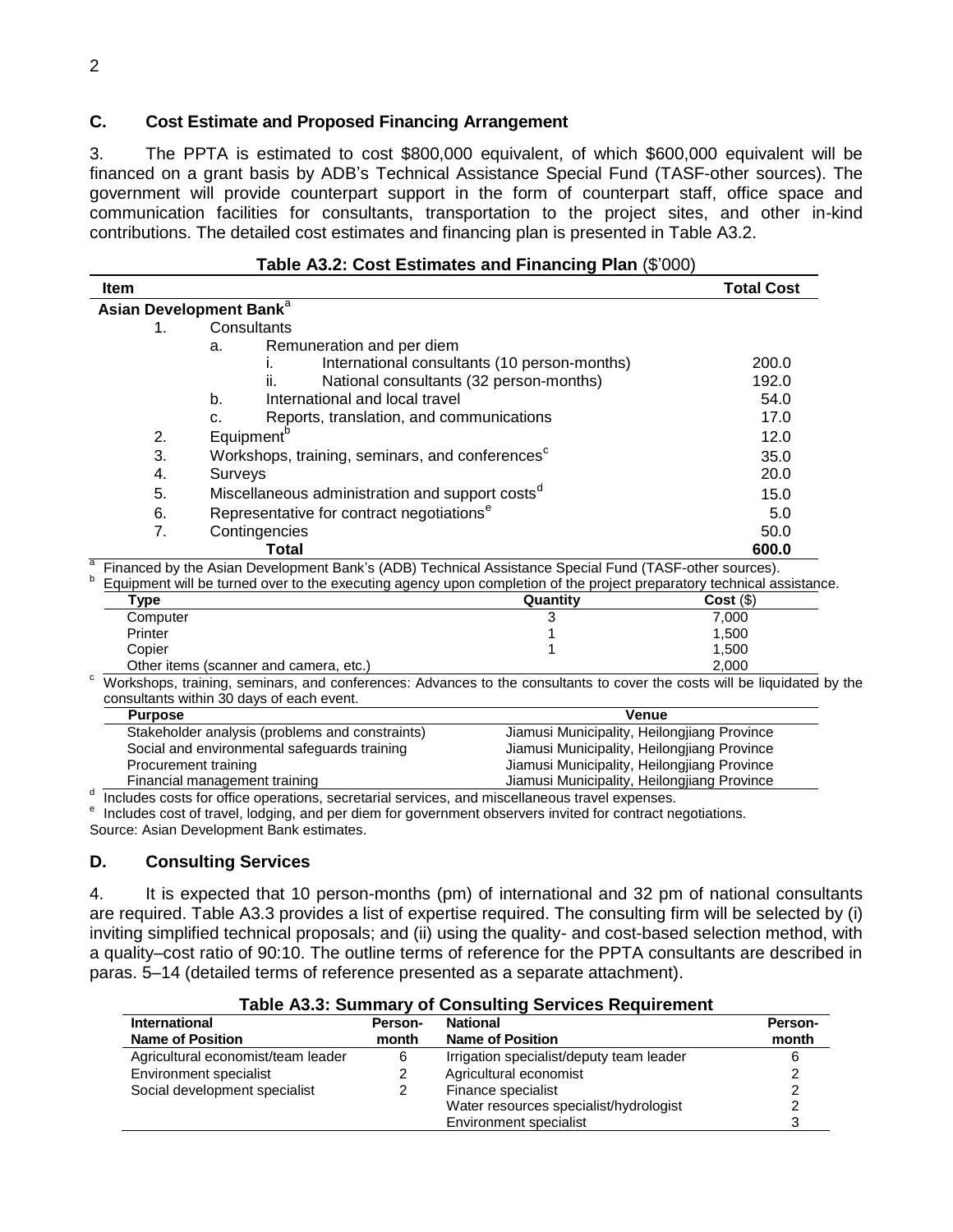## C. Cost Estimate and Proposed Financing Arrangement

3. The PPTA is estimated to cost $800,000 equivalent, of which $600,000 equivalent will be financed on a grant basis by ADB's Technical Assistance Special Fund (TASF-other sources). The government will provide counterpart support in the form of counterpart staff, office space and communication facilities for consultants, transportation to the project sites, and other in-kind contributions. The detailed cost estimates and financing plan is presented in Table A3.2.

**Table A3.2: Cost Estimates and Financing Plan** ($'000)

| Item | Total Cost |
|---|---|
| **Asian Development Bank**[a] | |
| 1. Consultants | |
| a. Remuneration and per diem | |
| i. International consultants (10 person-months) | 200.0 |
| ii. National consultants (32 person-months) | 192.0 |
| b. International and local travel | 54.0 |
| c. Reports, translation, and communications | 17.0 |
| 2. Equipment[b] | 12.0 |
| 3. Workshops, training, seminars, and conferences[c] | 35.0 |
| 4. Surveys | 20.0 |
| 5. Miscellaneous administration and support costs[d] | 15.0 |
| 6. Representative for contract negotiations[e] | 5.0 |
| 7. Contingencies | 50.0 |
| **Total** | **600.0** |

[a] Financed by the Asian Development Bank's (ADB) Technical Assistance Special Fund (TASF-other sources).

[b] Equipment will be turned over to the executing agency upon completion of the project preparatory technical assistance.

| Type | Quantity | Cost ($) |
|---|---|---|
| Computer | 3 | 7,000 |
| Printer | 1 | 1,500 |
| Copier | 1 | 1,500 |
| Other items (scanner and camera, etc.) | | 2,000 |

[c] Workshops, training, seminars, and conferences: Advances to the consultants to cover the costs will be liquidated by the consultants within 30 days of each event.

| Purpose | Venue |
|---|---|
| Stakeholder analysis (problems and constraints) | Jiamusi Municipality, Heilongjiang Province |
| Social and environmental safeguards training | Jiamusi Municipality, Heilongjiang Province |
| Procurement training | Jiamusi Municipality, Heilongjiang Province |
| Financial management training | Jiamusi Municipality, Heilongjiang Province |

[d] Includes costs for office operations, secretarial services, and miscellaneous travel expenses.

[e] Includes cost of travel, lodging, and per diem for government observers invited for contract negotiations.

Source: Asian Development Bank estimates.

## D. Consulting Services

4. It is expected that 10 person-months (pm) of international and 32 pm of national consultants are required. Table A3.3 provides a list of expertise required. The consulting firm will be selected by (i) inviting simplified technical proposals; and (ii) using the quality- and cost-based selection method, with a quality–cost ratio of 90:10. The outline terms of reference for the PPTA consultants are described in paras. 5–14 (detailed terms of reference presented as a separate attachment).

**Table A3.3: Summary of Consulting Services Requirement**

| International Name of Position | Person-month | National Name of Position | Person-month |
|---|---|---|---|
| Agricultural economist/team leader | 6 | Irrigation specialist/deputy team leader | 6 |
| Environment specialist | 2 | Agricultural economist | 2 |
| Social development specialist | 2 | Finance specialist | 2 |
| | | Water resources specialist/hydrologist | 2 |
| | | Environment specialist | 3 |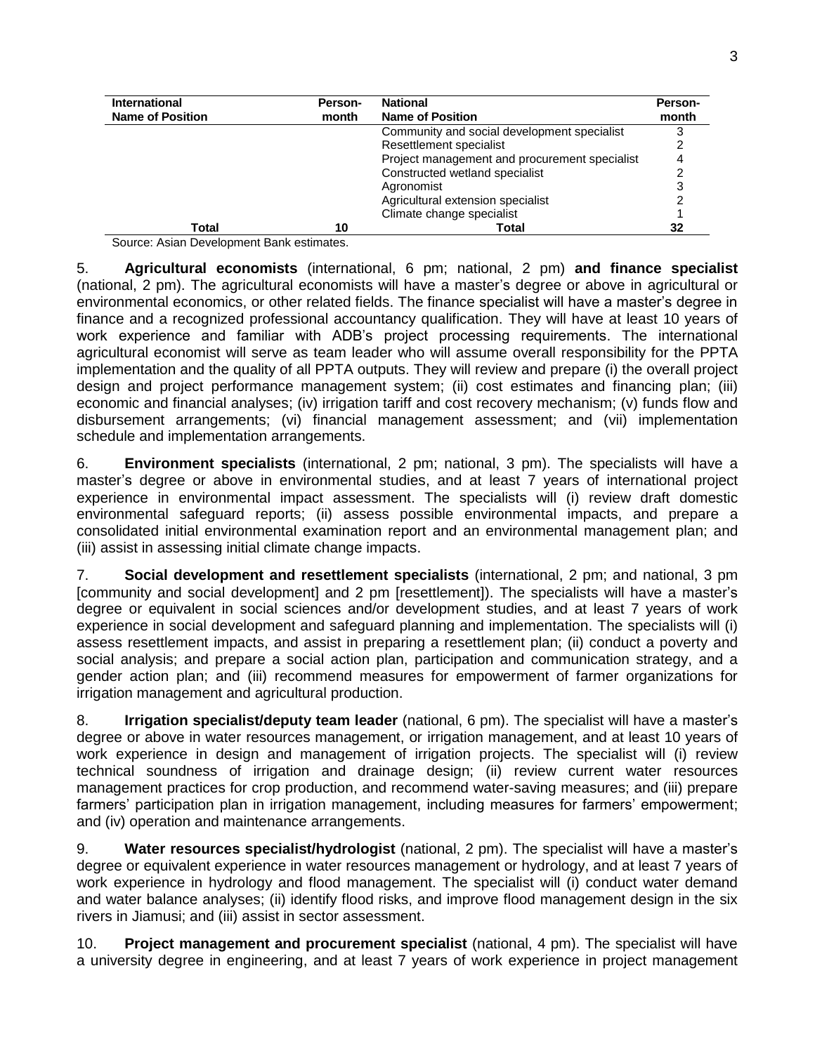| International Name of Position | Person-month | National Name of Position | Person-month |
|---|---|---|---|
| | | Community and social development specialist | 3 |
| | | Resettlement specialist | 2 |
| | | Project management and procurement specialist | 4 |
| | | Constructed wetland specialist | 2 |
| | | Agronomist | 3 |
| | | Agricultural extension specialist | 2 |
| | | Climate change specialist | 1 |
| **Total** | **10** | **Total** | **32** |

Source: Asian Development Bank estimates.

5. **Agricultural economists** (international, 6 pm; national, 2 pm) **and finance specialist** (national, 2 pm). The agricultural economists will have a master's degree or above in agricultural or environmental economics, or other related fields. The finance specialist will have a master's degree in finance and a recognized professional accountancy qualification. They will have at least 10 years of work experience and familiar with ADB's project processing requirements. The international agricultural economist will serve as team leader who will assume overall responsibility for the PPTA implementation and the quality of all PPTA outputs. They will review and prepare (i) the overall project design and project performance management system; (ii) cost estimates and financing plan; (iii) economic and financial analyses; (iv) irrigation tariff and cost recovery mechanism; (v) funds flow and disbursement arrangements; (vi) financial management assessment; and (vii) implementation schedule and implementation arrangements.

6. **Environment specialists** (international, 2 pm; national, 3 pm). The specialists will have a master's degree or above in environmental studies, and at least 7 years of international project experience in environmental impact assessment. The specialists will (i) review draft domestic environmental safeguard reports; (ii) assess possible environmental impacts, and prepare a consolidated initial environmental examination report and an environmental management plan; and (iii) assist in assessing initial climate change impacts.

7. **Social development and resettlement specialists** (international, 2 pm; and national, 3 pm [community and social development] and 2 pm [resettlement]). The specialists will have a master's degree or equivalent in social sciences and/or development studies, and at least 7 years of work experience in social development and safeguard planning and implementation. The specialists will (i) assess resettlement impacts, and assist in preparing a resettlement plan; (ii) conduct a poverty and social analysis; and prepare a social action plan, participation and communication strategy, and a gender action plan; and (iii) recommend measures for empowerment of farmer organizations for irrigation management and agricultural production.

8. **Irrigation specialist/deputy team leader** (national, 6 pm). The specialist will have a master's degree or above in water resources management, or irrigation management, and at least 10 years of work experience in design and management of irrigation projects. The specialist will (i) review technical soundness of irrigation and drainage design; (ii) review current water resources management practices for crop production, and recommend water-saving measures; and (iii) prepare farmers' participation plan in irrigation management, including measures for farmers' empowerment; and (iv) operation and maintenance arrangements.

9. **Water resources specialist/hydrologist** (national, 2 pm). The specialist will have a master's degree or equivalent experience in water resources management or hydrology, and at least 7 years of work experience in hydrology and flood management. The specialist will (i) conduct water demand and water balance analyses; (ii) identify flood risks, and improve flood management design in the six rivers in Jiamusi; and (iii) assist in sector assessment.

10. **Project management and procurement specialist** (national, 4 pm). The specialist will have a university degree in engineering, and at least 7 years of work experience in project management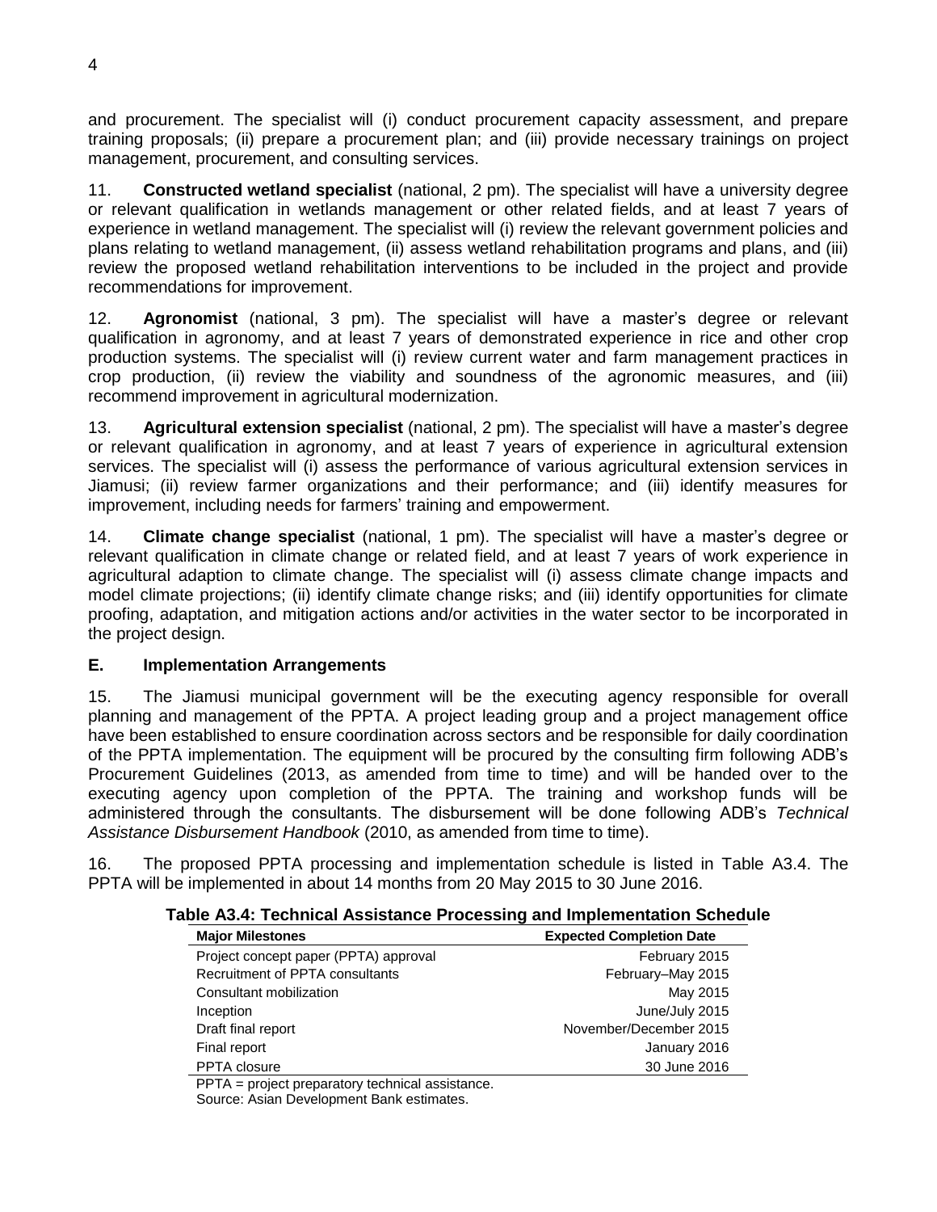and procurement. The specialist will (i) conduct procurement capacity assessment, and prepare training proposals; (ii) prepare a procurement plan; and (iii) provide necessary trainings on project management, procurement, and consulting services.

11. **Constructed wetland specialist** (national, 2 pm). The specialist will have a university degree or relevant qualification in wetlands management or other related fields, and at least 7 years of experience in wetland management. The specialist will (i) review the relevant government policies and plans relating to wetland management, (ii) assess wetland rehabilitation programs and plans, and (iii) review the proposed wetland rehabilitation interventions to be included in the project and provide recommendations for improvement.

12. **Agronomist** (national, 3 pm). The specialist will have a master's degree or relevant qualification in agronomy, and at least 7 years of demonstrated experience in rice and other crop production systems. The specialist will (i) review current water and farm management practices in crop production, (ii) review the viability and soundness of the agronomic measures, and (iii) recommend improvement in agricultural modernization.

13. **Agricultural extension specialist** (national, 2 pm). The specialist will have a master's degree or relevant qualification in agronomy, and at least 7 years of experience in agricultural extension services. The specialist will (i) assess the performance of various agricultural extension services in Jiamusi; (ii) review farmer organizations and their performance; and (iii) identify measures for improvement, including needs for farmers' training and empowerment.

14. **Climate change specialist** (national, 1 pm). The specialist will have a master's degree or relevant qualification in climate change or related field, and at least 7 years of work experience in agricultural adaption to climate change. The specialist will (i) assess climate change impacts and model climate projections; (ii) identify climate change risks; and (iii) identify opportunities for climate proofing, adaptation, and mitigation actions and/or activities in the water sector to be incorporated in the project design.

### E. Implementation Arrangements

15. The Jiamusi municipal government will be the executing agency responsible for overall planning and management of the PPTA. A project leading group and a project management office have been established to ensure coordination across sectors and be responsible for daily coordination of the PPTA implementation. The equipment will be procured by the consulting firm following ADB's Procurement Guidelines (2013, as amended from time to time) and will be handed over to the executing agency upon completion of the PPTA. The training and workshop funds will be administered through the consultants. The disbursement will be done following ADB's *Technical Assistance Disbursement Handbook* (2010, as amended from time to time).

16. The proposed PPTA processing and implementation schedule is listed in Table A3.4. The PPTA will be implemented in about 14 months from 20 May 2015 to 30 June 2016.

**Table A3.4: Technical Assistance Processing and Implementation Schedule**

| Major Milestones | Expected Completion Date |
|---|---|
| Project concept paper (PPTA) approval | February 2015 |
| Recruitment of PPTA consultants | February–May 2015 |
| Consultant mobilization | May 2015 |
| Inception | June/July 2015 |
| Draft final report | November/December 2015 |
| Final report | January 2016 |
| PPTA closure | 30 June 2016 |

PPTA = project preparatory technical assistance.
Source: Asian Development Bank estimates.